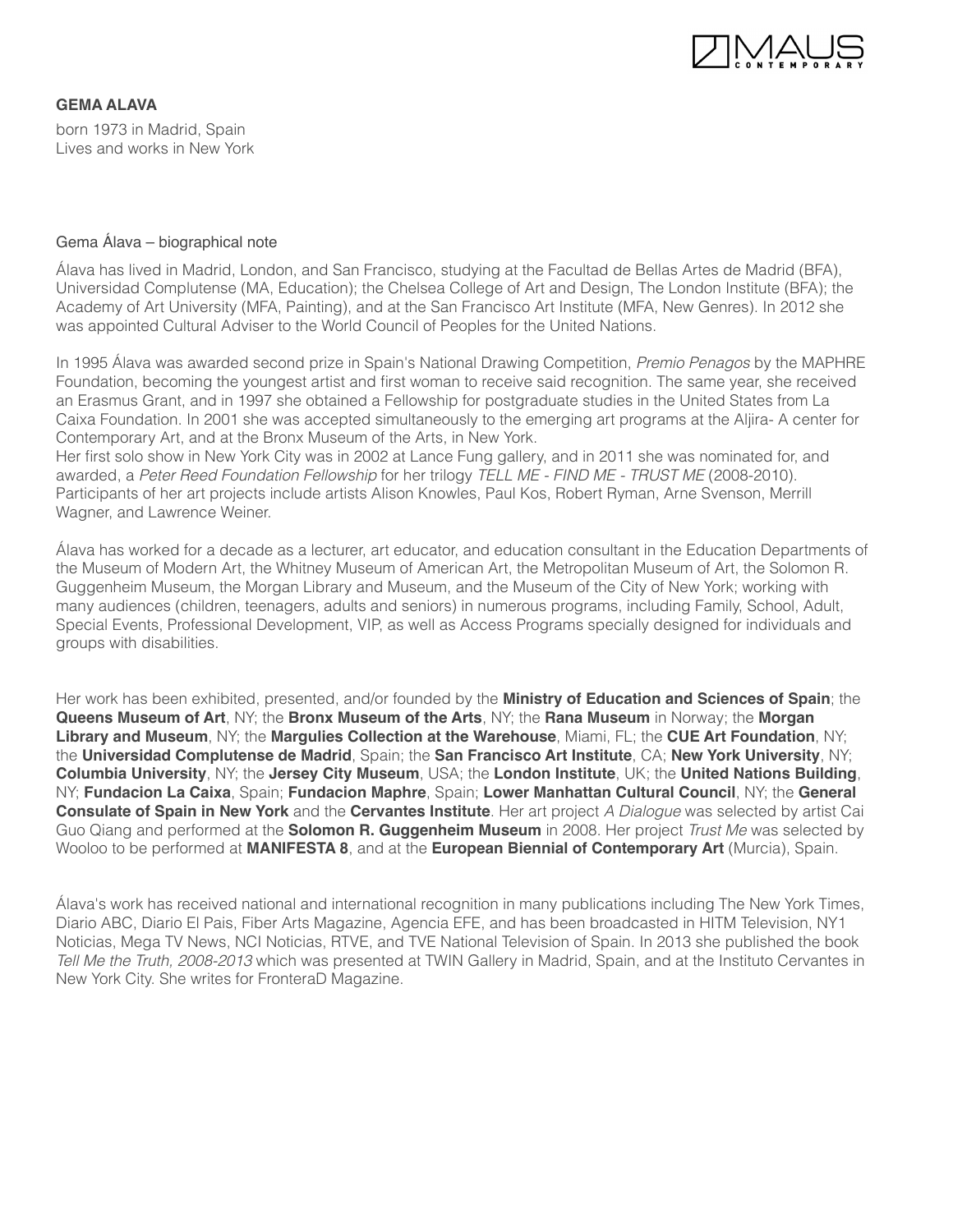**GEMA ALAVA**

born 1973 in Madrid, Spain
Lives and works in New York

Gema Álava – biographical note

Álava has lived in Madrid, London, and San Francisco, studying at the Facultad de Bellas Artes de Madrid (BFA), Universidad Complutense (MA, Education); the Chelsea College of Art and Design, The London Institute (BFA); the Academy of Art University (MFA, Painting), and at the San Francisco Art Institute (MFA, New Genres). In 2012 she was appointed Cultural Adviser to the World Council of Peoples for the United Nations.

In 1995 Álava was awarded second prize in Spain's National Drawing Competition, *Premio Penagos* by the MAPHRE Foundation, becoming the youngest artist and first woman to receive said recognition. The same year, she received an Erasmus Grant, and in 1997 she obtained a Fellowship for postgraduate studies in the United States from La Caixa Foundation. In 2001 she was accepted simultaneously to the emerging art programs at the Aljira- A center for Contemporary Art, and at the Bronx Museum of the Arts, in New York.
Her first solo show in New York City was in 2002 at Lance Fung gallery, and in 2011 she was nominated for, and awarded, a *Peter Reed Foundation Fellowship* for her trilogy *TELL ME - FIND ME - TRUST ME* (2008-2010). Participants of her art projects include artists Alison Knowles, Paul Kos, Robert Ryman, Arne Svenson, Merrill Wagner, and Lawrence Weiner.

Álava has worked for a decade as a lecturer, art educator, and education consultant in the Education Departments of the Museum of Modern Art, the Whitney Museum of American Art, the Metropolitan Museum of Art, the Solomon R. Guggenheim Museum, the Morgan Library and Museum, and the Museum of the City of New York; working with many audiences (children, teenagers, adults and seniors) in numerous programs, including Family, School, Adult, Special Events, Professional Development, VIP, as well as Access Programs specially designed for individuals and groups with disabilities.

Her work has been exhibited, presented, and/or founded by the **Ministry of Education and Sciences of Spain**; the **Queens Museum of Art**, NY; the **Bronx Museum of the Arts**, NY; the **Rana Museum** in Norway; the **Morgan Library and Museum**, NY; the **Margulies Collection at the Warehouse**, Miami, FL; the **CUE Art Foundation**, NY; the **Universidad Complutense de Madrid**, Spain; the **San Francisco Art Institute**, CA; **New York University**, NY; **Columbia University**, NY; the **Jersey City Museum**, USA; the **London Institute**, UK; the **United Nations Building**, NY; **Fundacion La Caixa**, Spain; **Fundacion Maphre**, Spain; **Lower Manhattan Cultural Council**, NY; the **General Consulate of Spain in New York** and the **Cervantes Institute**. Her art project *A Dialogue* was selected by artist Cai Guo Qiang and performed at the **Solomon R. Guggenheim Museum** in 2008. Her project *Trust Me* was selected by Wooloo to be performed at **MANIFESTA 8**, and at the **European Biennial of Contemporary Art** (Murcia), Spain.

Álava's work has received national and international recognition in many publications including The New York Times, Diario ABC, Diario El Pais, Fiber Arts Magazine, Agencia EFE, and has been broadcasted in HITM Television, NY1 Noticias, Mega TV News, NCI Noticias, RTVE, and TVE National Television of Spain. In 2013 she published the book *Tell Me the Truth, 2008-2013* which was presented at TWIN Gallery in Madrid, Spain, and at the Instituto Cervantes in New York City. She writes for FronteraD Magazine.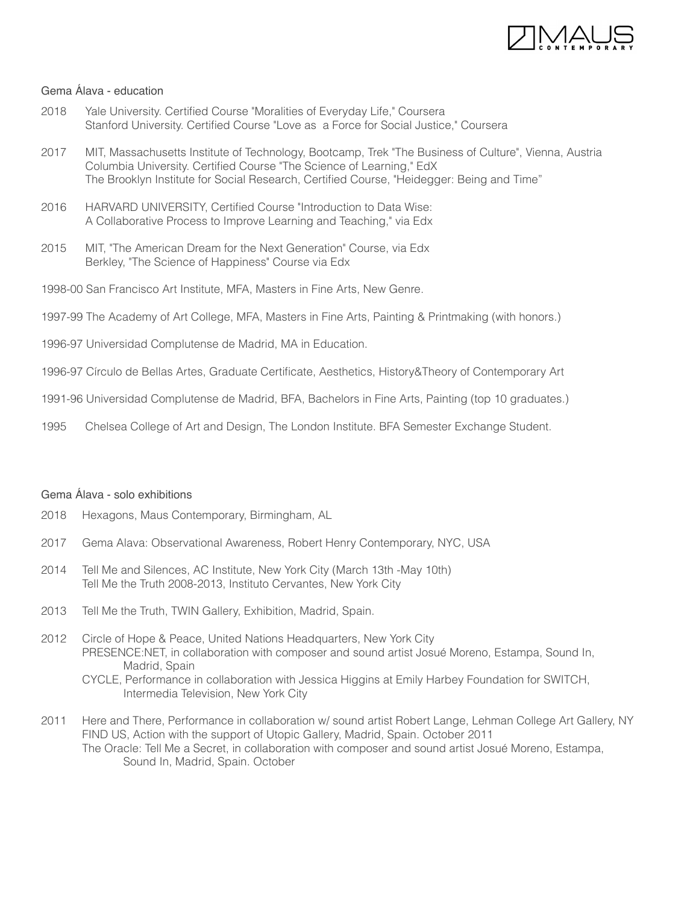## Gema Álava - education

2018 Yale University. Certified Course "Moralities of Everyday Life," Coursera
Stanford University. Certified Course "Love as a Force for Social Justice," Coursera

2017 MIT, Massachusetts Institute of Technology, Bootcamp, Trek "The Business of Culture", Vienna, Austria
Columbia University. Certified Course "The Science of Learning," EdX
The Brooklyn Institute for Social Research, Certified Course, "Heidegger: Being and Time"

2016 HARVARD UNIVERSITY, Certified Course "Introduction to Data Wise: A Collaborative Process to Improve Learning and Teaching," via Edx

2015 MIT, "The American Dream for the Next Generation" Course, via Edx
Berkley, "The Science of Happiness" Course via Edx

1998-00 San Francisco Art Institute, MFA, Masters in Fine Arts, New Genre.

1997-99 The Academy of Art College, MFA, Masters in Fine Arts, Painting & Printmaking (with honors.)

1996-97 Universidad Complutense de Madrid, MA in Education.

1996-97 Círculo de Bellas Artes, Graduate Certificate, Aesthetics, History&Theory of Contemporary Art

1991-96 Universidad Complutense de Madrid, BFA, Bachelors in Fine Arts, Painting (top 10 graduates.)

1995 Chelsea College of Art and Design, The London Institute. BFA Semester Exchange Student.

## Gema Álava - solo exhibitions

2018 Hexagons, Maus Contemporary, Birmingham, AL

2017 Gema Alava: Observational Awareness, Robert Henry Contemporary, NYC, USA

2014 Tell Me and Silences, AC Institute, New York City (March 13th -May 10th)
Tell Me the Truth 2008-2013, Instituto Cervantes, New York City

2013 Tell Me the Truth, TWIN Gallery, Exhibition, Madrid, Spain.

2012 Circle of Hope & Peace, United Nations Headquarters, New York City
PRESENCE:NET, in collaboration with composer and sound artist Josué Moreno, Estampa, Sound In, Madrid, Spain
CYCLE, Performance in collaboration with Jessica Higgins at Emily Harbey Foundation for SWITCH, Intermedia Television, New York City

2011 Here and There, Performance in collaboration w/ sound artist Robert Lange, Lehman College Art Gallery, NY
FIND US, Action with the support of Utopic Gallery, Madrid, Spain. October 2011
The Oracle: Tell Me a Secret, in collaboration with composer and sound artist Josué Moreno, Estampa, Sound In, Madrid, Spain. October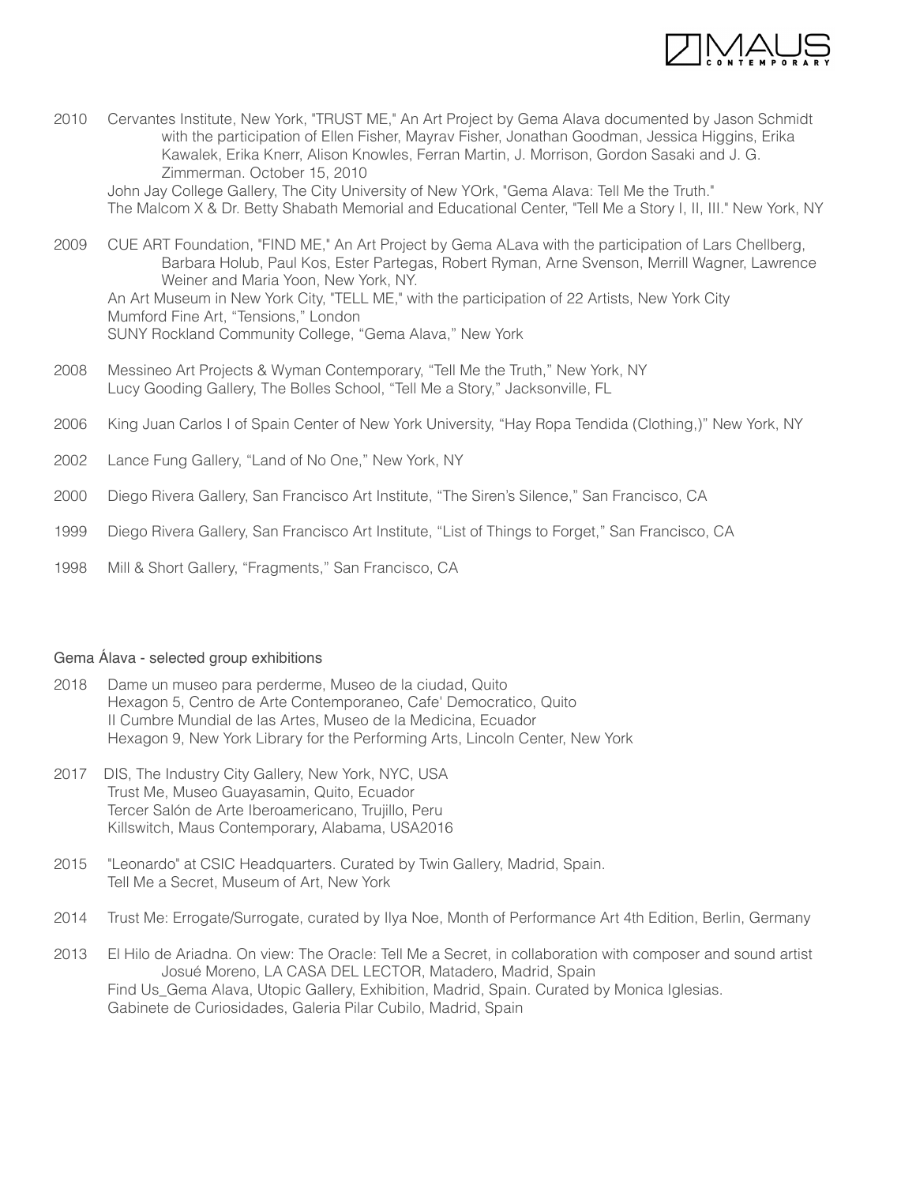2010 Cervantes Institute, New York, "TRUST ME," An Art Project by Gema Alava documented by Jason Schmidt with the participation of Ellen Fisher, Mayrav Fisher, Jonathan Goodman, Jessica Higgins, Erika Kawalek, Erika Knerr, Alison Knowles, Ferran Martin, J. Morrison, Gordon Sasaki and J. G. Zimmerman. October 15, 2010
John Jay College Gallery, The City University of New YOrk, "Gema Alava: Tell Me the Truth."
The Malcom X & Dr. Betty Shabath Memorial and Educational Center, "Tell Me a Story I, II, III." New York, NY

2009 CUE ART Foundation, "FIND ME," An Art Project by Gema ALava with the participation of Lars Chellberg, Barbara Holub, Paul Kos, Ester Partegas, Robert Ryman, Arne Svenson, Merrill Wagner, Lawrence Weiner and Maria Yoon, New York, NY.
An Art Museum in New York City, "TELL ME," with the participation of 22 Artists, New York City
Mumford Fine Art, "Tensions," London
SUNY Rockland Community College, "Gema Alava," New York

2008 Messineo Art Projects & Wyman Contemporary, "Tell Me the Truth," New York, NY
Lucy Gooding Gallery, The Bolles School, "Tell Me a Story," Jacksonville, FL

2006 King Juan Carlos I of Spain Center of New York University, "Hay Ropa Tendida (Clothing,)" New York, NY

2002 Lance Fung Gallery, "Land of No One," New York, NY

2000 Diego Rivera Gallery, San Francisco Art Institute, "The Siren's Silence," San Francisco, CA

1999 Diego Rivera Gallery, San Francisco Art Institute, "List of Things to Forget," San Francisco, CA

1998 Mill & Short Gallery, "Fragments," San Francisco, CA

## Gema Álava - selected group exhibitions

2018 Dame un museo para perderme, Museo de la ciudad, Quito
Hexagon 5, Centro de Arte Contemporaneo, Cafe' Democratico, Quito
II Cumbre Mundial de las Artes, Museo de la Medicina, Ecuador
Hexagon 9, New York Library for the Performing Arts, Lincoln Center, New York

2017 DIS, The Industry City Gallery, New York, NYC, USA
Trust Me, Museo Guayasamin, Quito, Ecuador
Tercer Salón de Arte Iberoamericano, Trujillo, Peru
Killswitch, Maus Contemporary, Alabama, USA2016

2015 "Leonardo" at CSIC Headquarters. Curated by Twin Gallery, Madrid, Spain.
Tell Me a Secret, Museum of Art, New York

2014 Trust Me: Errogate/Surrogate, curated by Ilya Noe, Month of Performance Art 4th Edition, Berlin, Germany

2013 El Hilo de Ariadna. On view: The Oracle: Tell Me a Secret, in collaboration with composer and sound artist Josué Moreno, LA CASA DEL LECTOR, Matadero, Madrid, Spain
Find Us_Gema Alava, Utopic Gallery, Exhibition, Madrid, Spain. Curated by Monica Iglesias.
Gabinete de Curiosidades, Galeria Pilar Cubilo, Madrid, Spain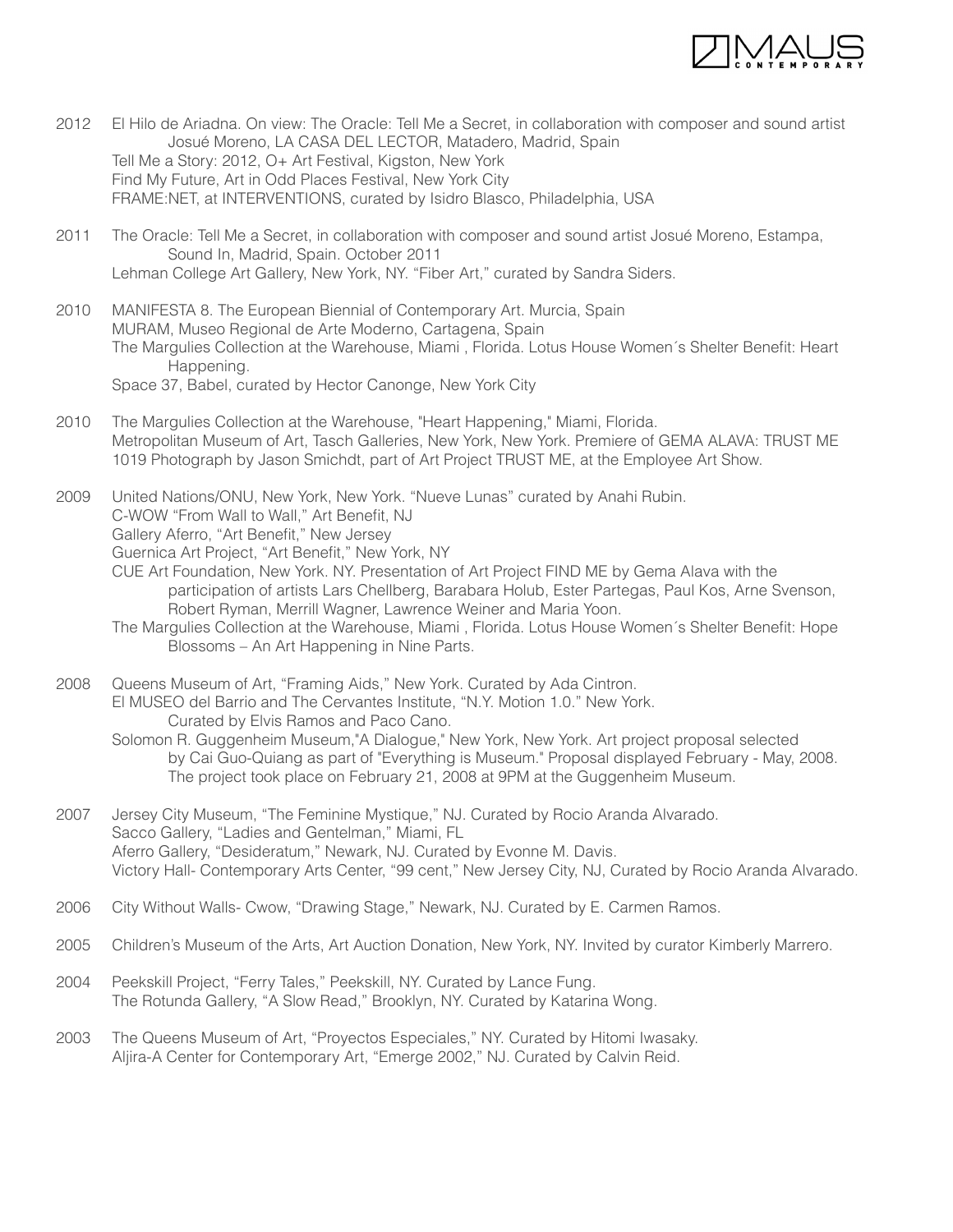2012 El Hilo de Ariadna. On view: The Oracle: Tell Me a Secret, in collaboration with composer and sound artist Josué Moreno, LA CASA DEL LECTOR, Matadero, Madrid, Spain
Tell Me a Story: 2012, O+ Art Festival, Kigston, New York
Find My Future, Art in Odd Places Festival, New York City
FRAME:NET, at INTERVENTIONS, curated by Isidro Blasco, Philadelphia, USA

2011 The Oracle: Tell Me a Secret, in collaboration with composer and sound artist Josué Moreno, Estampa, Sound In, Madrid, Spain. October 2011
Lehman College Art Gallery, New York, NY. "Fiber Art," curated by Sandra Siders.

2010 MANIFESTA 8. The European Biennial of Contemporary Art. Murcia, Spain
MURAM, Museo Regional de Arte Moderno, Cartagena, Spain
The Margulies Collection at the Warehouse, Miami , Florida. Lotus House Women´s Shelter Benefit: Heart Happening.
Space 37, Babel, curated by Hector Canonge, New York City

2010 The Margulies Collection at the Warehouse, "Heart Happening," Miami, Florida.
Metropolitan Museum of Art, Tasch Galleries, New York, New York. Premiere of GEMA ALAVA: TRUST ME 1019 Photograph by Jason Smichdt, part of Art Project TRUST ME, at the Employee Art Show.

2009 United Nations/ONU, New York, New York. "Nueve Lunas" curated by Anahi Rubin.
C-WOW "From Wall to Wall," Art Benefit, NJ
Gallery Aferro, "Art Benefit," New Jersey
Guernica Art Project, "Art Benefit," New York, NY
CUE Art Foundation, New York. NY. Presentation of Art Project FIND ME by Gema Alava with the participation of artists Lars Chellberg, Barabara Holub, Ester Partegas, Paul Kos, Arne Svenson, Robert Ryman, Merrill Wagner, Lawrence Weiner and Maria Yoon.
The Margulies Collection at the Warehouse, Miami , Florida. Lotus House Women´s Shelter Benefit: Hope Blossoms – An Art Happening in Nine Parts.

2008 Queens Museum of Art, "Framing Aids," New York. Curated by Ada Cintron.
El MUSEO del Barrio and The Cervantes Institute, "N.Y. Motion 1.0." New York. Curated by Elvis Ramos and Paco Cano.
Solomon R. Guggenheim Museum,"A Dialogue," New York, New York. Art project proposal selected by Cai Guo-Quiang as part of "Everything is Museum." Proposal displayed February - May, 2008. The project took place on February 21, 2008 at 9PM at the Guggenheim Museum.

2007 Jersey City Museum, "The Feminine Mystique," NJ. Curated by Rocio Aranda Alvarado.
Sacco Gallery, "Ladies and Gentelman," Miami, FL
Aferro Gallery, "Desideratum," Newark, NJ. Curated by Evonne M. Davis.
Victory Hall- Contemporary Arts Center, "99 cent," New Jersey City, NJ, Curated by Rocio Aranda Alvarado.

2006 City Without Walls- Cwow, "Drawing Stage," Newark, NJ. Curated by E. Carmen Ramos.

2005 Children's Museum of the Arts, Art Auction Donation, New York, NY. Invited by curator Kimberly Marrero.

2004 Peekskill Project, "Ferry Tales," Peekskill, NY. Curated by Lance Fung.
The Rotunda Gallery, "A Slow Read," Brooklyn, NY. Curated by Katarina Wong.

2003 The Queens Museum of Art, "Proyectos Especiales," NY. Curated by Hitomi Iwasaky.
Aljira-A Center for Contemporary Art, "Emerge 2002," NJ. Curated by Calvin Reid.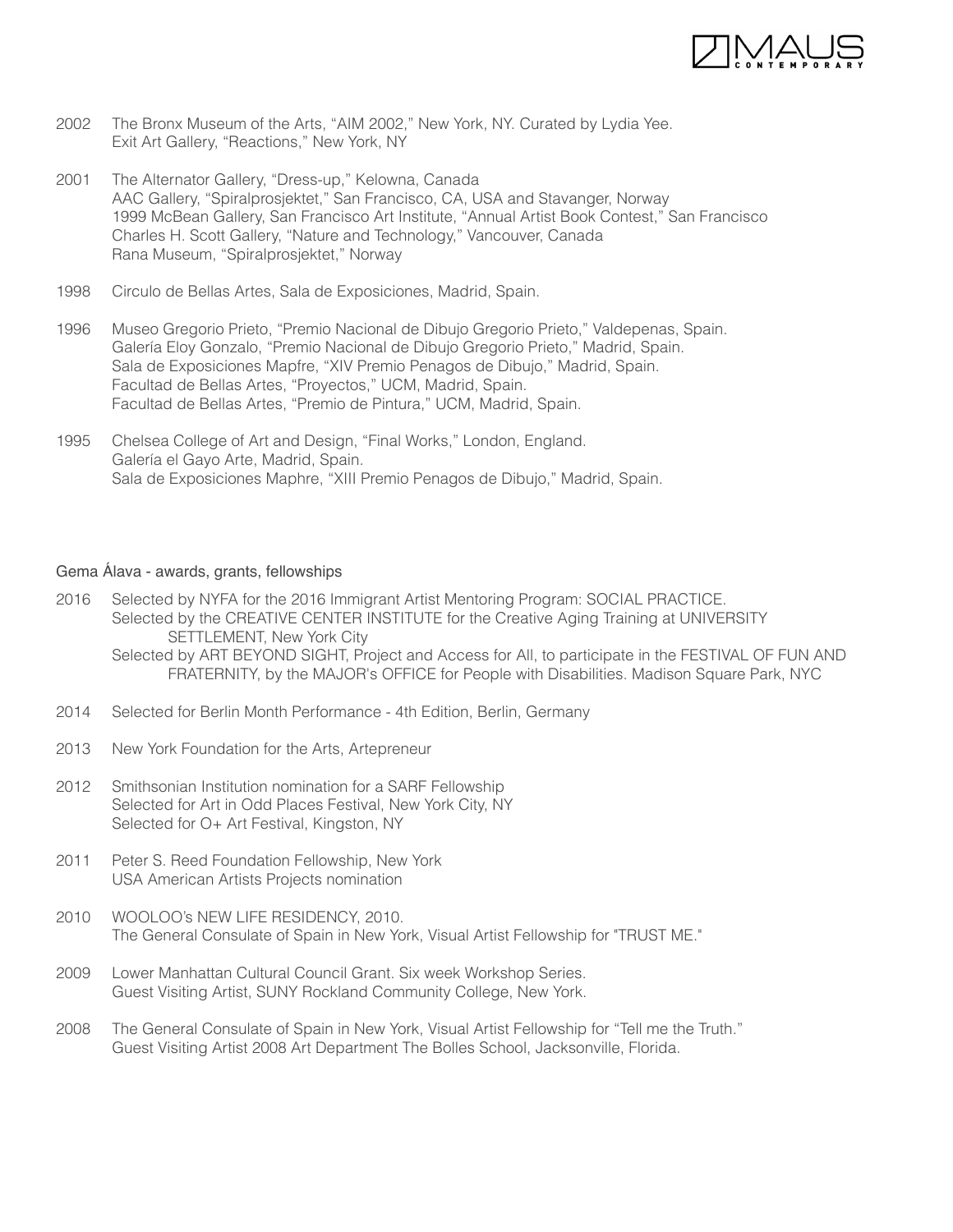2002 The Bronx Museum of the Arts, "AIM 2002," New York, NY. Curated by Lydia Yee.
Exit Art Gallery, "Reactions," New York, NY

2001 The Alternator Gallery, "Dress-up," Kelowna, Canada
AAC Gallery, "Spiralprosjektet," San Francisco, CA, USA and Stavanger, Norway
1999 McBean Gallery, San Francisco Art Institute, "Annual Artist Book Contest," San Francisco
Charles H. Scott Gallery, "Nature and Technology," Vancouver, Canada
Rana Museum, "Spiralprosjektet," Norway

1998 Circulo de Bellas Artes, Sala de Exposiciones, Madrid, Spain.

1996 Museo Gregorio Prieto, "Premio Nacional de Dibujo Gregorio Prieto," Valdepenas, Spain.
Galería Eloy Gonzalo, "Premio Nacional de Dibujo Gregorio Prieto," Madrid, Spain.
Sala de Exposiciones Mapfre, "XIV Premio Penagos de Dibujo," Madrid, Spain.
Facultad de Bellas Artes, "Proyectos," UCM, Madrid, Spain.
Facultad de Bellas Artes, "Premio de Pintura," UCM, Madrid, Spain.

1995 Chelsea College of Art and Design, "Final Works," London, England.
Galería el Gayo Arte, Madrid, Spain.
Sala de Exposiciones Maphre, "XIII Premio Penagos de Dibujo," Madrid, Spain.

## Gema Álava - awards, grants, fellowships

2016 Selected by NYFA for the 2016 Immigrant Artist Mentoring Program: SOCIAL PRACTICE.
Selected by the CREATIVE CENTER INSTITUTE for the Creative Aging Training at UNIVERSITY SETTLEMENT, New York City
Selected by ART BEYOND SIGHT, Project and Access for All, to participate in the FESTIVAL OF FUN AND FRATERNITY, by the MAJOR's OFFICE for People with Disabilities. Madison Square Park, NYC

2014 Selected for Berlin Month Performance - 4th Edition, Berlin, Germany

2013 New York Foundation for the Arts, Artepreneur

2012 Smithsonian Institution nomination for a SARF Fellowship
Selected for Art in Odd Places Festival, New York City, NY
Selected for O+ Art Festival, Kingston, NY

2011 Peter S. Reed Foundation Fellowship, New York
USA American Artists Projects nomination

2010 WOOLOO's NEW LIFE RESIDENCY, 2010.
The General Consulate of Spain in New York, Visual Artist Fellowship for "TRUST ME."

2009 Lower Manhattan Cultural Council Grant. Six week Workshop Series.
Guest Visiting Artist, SUNY Rockland Community College, New York.

2008 The General Consulate of Spain in New York, Visual Artist Fellowship for "Tell me the Truth."
Guest Visiting Artist 2008 Art Department The Bolles School, Jacksonville, Florida.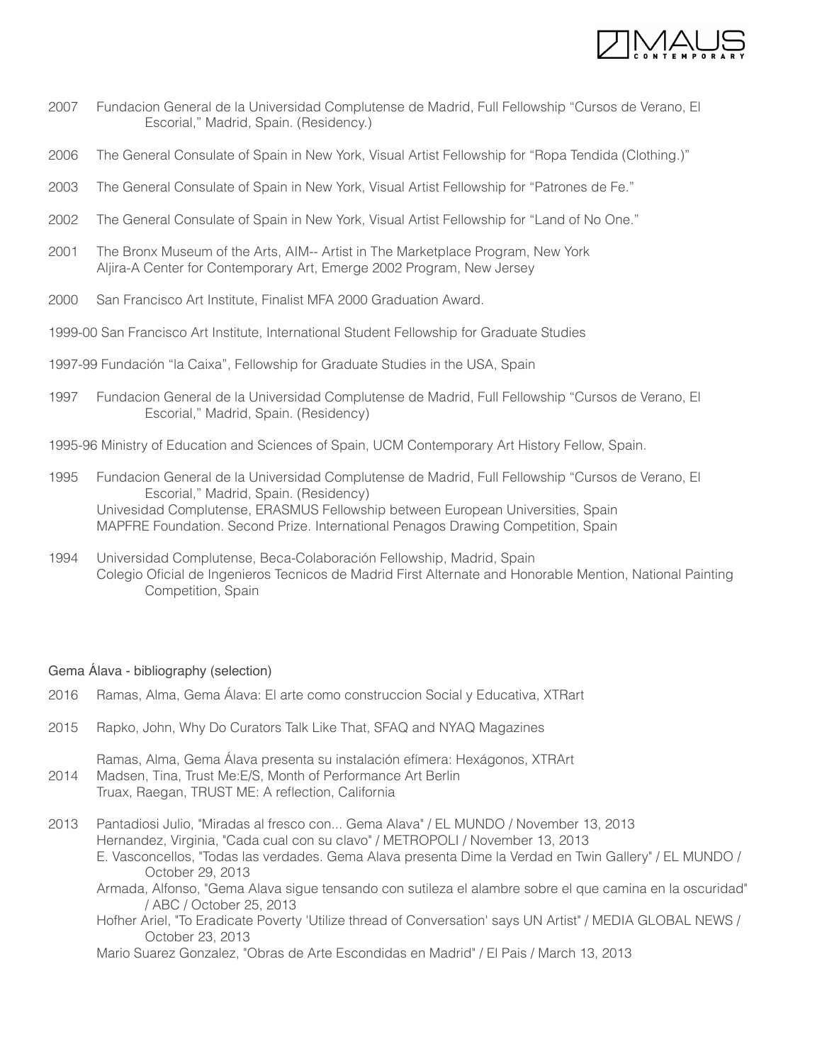2007 Fundacion General de la Universidad Complutense de Madrid, Full Fellowship “Cursos de Verano, El Escorial,” Madrid, Spain. (Residency.)

2006 The General Consulate of Spain in New York, Visual Artist Fellowship for “Ropa Tendida (Clothing.)”

2003 The General Consulate of Spain in New York, Visual Artist Fellowship for “Patrones de Fe.”

2002 The General Consulate of Spain in New York, Visual Artist Fellowship for “Land of No One.”

2001 The Bronx Museum of the Arts, AIM-- Artist in The Marketplace Program, New York
Aljira-A Center for Contemporary Art, Emerge 2002 Program, New Jersey

2000 San Francisco Art Institute, Finalist MFA 2000 Graduation Award.

1999-00 San Francisco Art Institute, International Student Fellowship for Graduate Studies

1997-99 Fundación “la Caixa”, Fellowship for Graduate Studies in the USA, Spain

1997 Fundacion General de la Universidad Complutense de Madrid, Full Fellowship “Cursos de Verano, El Escorial,” Madrid, Spain. (Residency)

1995-96 Ministry of Education and Sciences of Spain, UCM Contemporary Art History Fellow, Spain.

1995 Fundacion General de la Universidad Complutense de Madrid, Full Fellowship “Cursos de Verano, El Escorial,” Madrid, Spain. (Residency)
Univesidad Complutense, ERASMUS Fellowship between European Universities, Spain
MAPFRE Foundation. Second Prize. International Penagos Drawing Competition, Spain

1994 Universidad Complutense, Beca-Colaboración Fellowship, Madrid, Spain
Colegio Oficial de Ingenieros Tecnicos de Madrid First Alternate and Honorable Mention, National Painting Competition, Spain

Gema Álava - bibliography (selection)

2016 Ramas, Alma, Gema Álava: El arte como construccion Social y Educativa, XTRart

2015 Rapko, John, Why Do Curators Talk Like That, SFAQ and NYAQ Magazines

Ramas, Alma, Gema Álava presenta su instalación efímera: Hexágonos, XTRArt

2014 Madsen, Tina, Trust Me:E/S, Month of Performance Art Berlin
Truax, Raegan, TRUST ME: A reflection, California

2013 Pantadiosi Julio, "Miradas al fresco con... Gema Alava" / EL MUNDO / November 13, 2013
Hernandez, Virginia, "Cada cual con su clavo" / METROPOLI / November 13, 2013
E. Vasconcellos, "Todas las verdades. Gema Alava presenta Dime la Verdad en Twin Gallery" / EL MUNDO / October 29, 2013
Armada, Alfonso, "Gema Alava sigue tensando con sutileza el alambre sobre el que camina en la oscuridad" / ABC / October 25, 2013
Hofher Ariel, "To Eradicate Poverty 'Utilize thread of Conversation' says UN Artist" / MEDIA GLOBAL NEWS / October 23, 2013
Mario Suarez Gonzalez, "Obras de Arte Escondidas en Madrid" / El Pais / March 13, 2013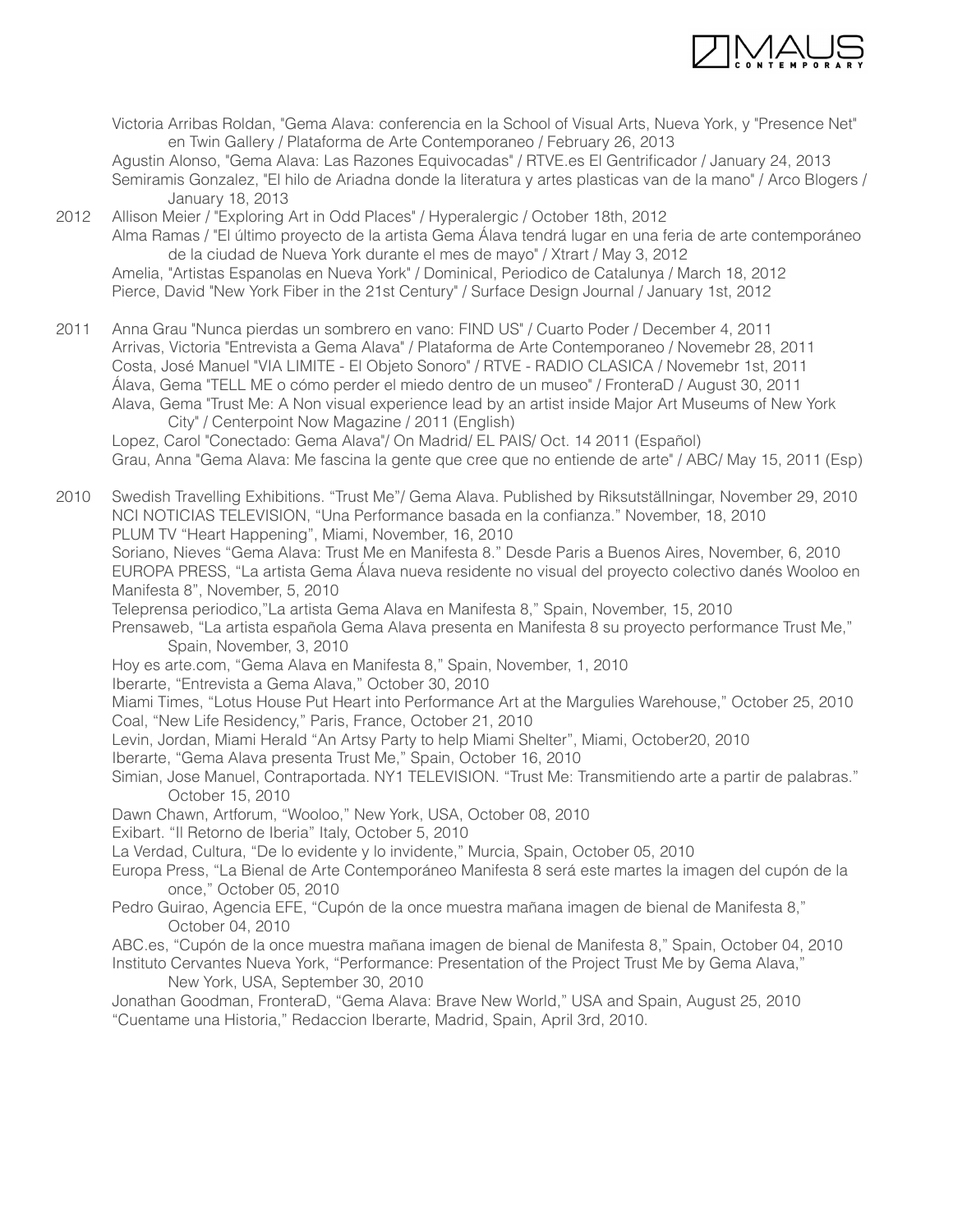Victoria Arribas Roldan, "Gema Alava: conferencia en la School of Visual Arts, Nueva York, y "Presence Net" en Twin Gallery / Plataforma de Arte Contemporaneo / February 26, 2013

Agustin Alonso, "Gema Alava: Las Razones Equivocadas" / RTVE.es El Gentrificador / January 24, 2013

Semiramis Gonzalez, "El hilo de Ariadna donde la literatura y artes plasticas van de la mano" / Arco Blogers / January 18, 2013

**2012**

Allison Meier / "Exploring Art in Odd Places" / Hyperalergic / October 18th, 2012

Alma Ramas / "El último proyecto de la artista Gema Álava tendrá lugar en una feria de arte contemporáneo de la ciudad de Nueva York durante el mes de mayo" / Xtrart / May 3, 2012

Amelia, "Artistas Espanolas en Nueva York" / Dominical, Periodico de Catalunya / March 18, 2012

Pierce, David "New York Fiber in the 21st Century" / Surface Design Journal / January 1st, 2012

**2011**

Anna Grau "Nunca pierdas un sombrero en vano: FIND US" / Cuarto Poder / December 4, 2011

Arrivas, Victoria "Entrevista a Gema Alava" / Plataforma de Arte Contemporaneo / Novemebr 28, 2011

Costa, José Manuel "VIA LIMITE - El Objeto Sonoro" / RTVE - RADIO CLASICA / Novemebr 1st, 2011

Álava, Gema "TELL ME o cómo perder el miedo dentro de un museo" / FronteraD / August 30, 2011

Alava, Gema "Trust Me: A Non visual experience lead by an artist inside Major Art Museums of New York City" / Centerpoint Now Magazine / 2011 (English)

Lopez, Carol "Conectado: Gema Alava"/ On Madrid/ EL PAIS/ Oct. 14 2011 (Español)

Grau, Anna "Gema Alava: Me fascina la gente que cree que no entiende de arte" / ABC/ May 15, 2011 (Esp)

**2010**

Swedish Travelling Exhibitions. "Trust Me"/ Gema Alava. Published by Riksutställningar, November 29, 2010

NCI NOTICIAS TELEVISION, "Una Performance basada en la confianza." November, 18, 2010

PLUM TV "Heart Happening", Miami, November, 16, 2010

Soriano, Nieves "Gema Alava: Trust Me en Manifesta 8." Desde Paris a Buenos Aires, November, 6, 2010

EUROPA PRESS, "La artista Gema Álava nueva residente no visual del proyecto colectivo danés Wooloo en Manifesta 8", November, 5, 2010

Teleprensa periodico,"La artista Gema Alava en Manifesta 8," Spain, November, 15, 2010

Prensaweb, "La artista española Gema Alava presenta en Manifesta 8 su proyecto performance Trust Me," Spain, November, 3, 2010

Hoy es arte.com, "Gema Alava en Manifesta 8," Spain, November, 1, 2010

Iberarte, "Entrevista a Gema Alava," October 30, 2010

Miami Times, "Lotus House Put Heart into Performance Art at the Margulies Warehouse," October 25, 2010

Coal, "New Life Residency," Paris, France, October 21, 2010

Levin, Jordan, Miami Herald "An Artsy Party to help Miami Shelter", Miami, October20, 2010

Iberarte, "Gema Alava presenta Trust Me," Spain, October 16, 2010

Simian, Jose Manuel, Contraportada. NY1 TELEVISION. "Trust Me: Transmitiendo arte a partir de palabras." October 15, 2010

Dawn Chawn, Artforum, "Wooloo," New York, USA, October 08, 2010

Exibart. "Il Retorno de Iberia" Italy, October 5, 2010

La Verdad, Cultura, "De lo evidente y lo invidente," Murcia, Spain, October 05, 2010

Europa Press, "La Bienal de Arte Contemporáneo Manifesta 8 será este martes la imagen del cupón de la once," October 05, 2010

Pedro Guirao, Agencia EFE, "Cupón de la once muestra mañana imagen de bienal de Manifesta 8," October 04, 2010

ABC.es, "Cupón de la once muestra mañana imagen de bienal de Manifesta 8," Spain, October 04, 2010

Instituto Cervantes Nueva York, "Performance: Presentation of the Project Trust Me by Gema Alava," New York, USA, September 30, 2010

Jonathan Goodman, FronteraD, "Gema Alava: Brave New World," USA and Spain, August 25, 2010

"Cuentame una Historia," Redaccion Iberarte, Madrid, Spain, April 3rd, 2010.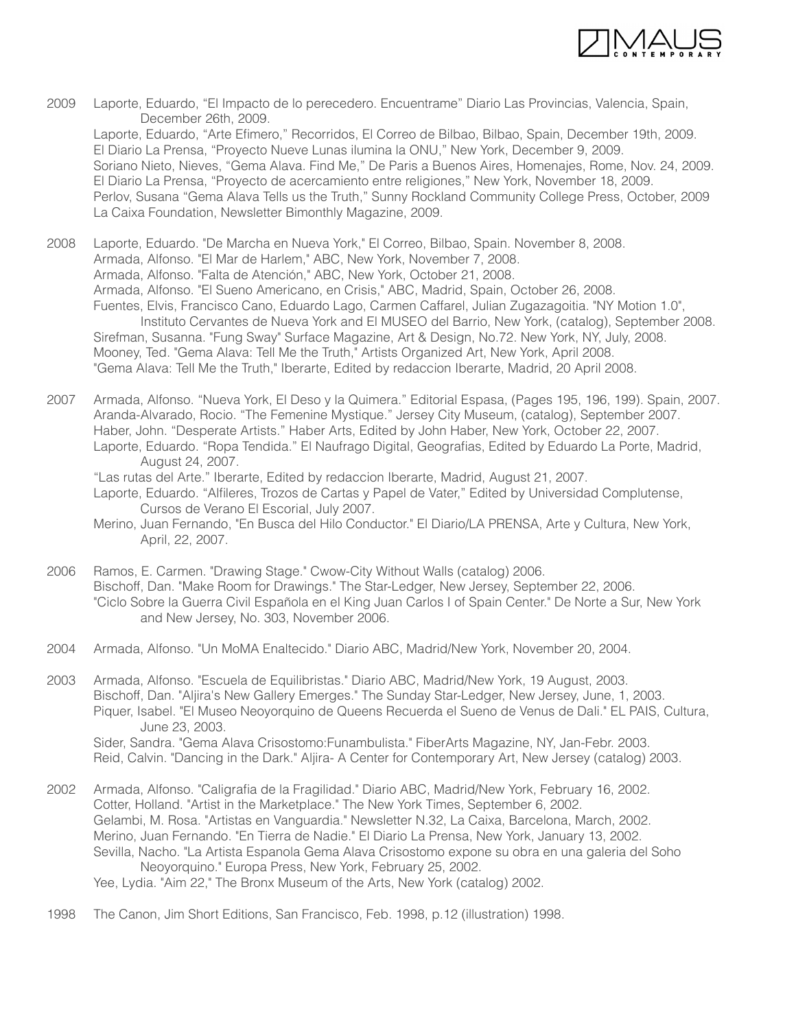2009 Laporte, Eduardo, “El Impacto de lo perecedero. Encuentrame” Diario Las Provincias, Valencia, Spain, December 26th, 2009.
Laporte, Eduardo, “Arte Efimero,” Recorridos, El Correo de Bilbao, Bilbao, Spain, December 19th, 2009.
El Diario La Prensa, “Proyecto Nueve Lunas ilumina la ONU,” New York, December 9, 2009.
Soriano Nieto, Nieves, “Gema Alava. Find Me,” De Paris a Buenos Aires, Homenajes, Rome, Nov. 24, 2009.
El Diario La Prensa, “Proyecto de acercamiento entre religiones,” New York, November 18, 2009.
Perlov, Susana “Gema Alava Tells us the Truth,” Sunny Rockland Community College Press, October, 2009
La Caixa Foundation, Newsletter Bimonthly Magazine, 2009.

2008 Laporte, Eduardo. "De Marcha en Nueva York," El Correo, Bilbao, Spain. November 8, 2008.
Armada, Alfonso. "El Mar de Harlem," ABC, New York, November 7, 2008.
Armada, Alfonso. "Falta de Atención," ABC, New York, October 21, 2008.
Armada, Alfonso. "El Sueno Americano, en Crisis," ABC, Madrid, Spain, October 26, 2008.
Fuentes, Elvis, Francisco Cano, Eduardo Lago, Carmen Caffarel, Julian Zugazagoitia. "NY Motion 1.0", Instituto Cervantes de Nueva York and El MUSEO del Barrio, New York, (catalog), September 2008.
Sirefman, Susanna. "Fung Sway" Surface Magazine, Art & Design, No.72. New York, NY, July, 2008.
Mooney, Ted. "Gema Alava: Tell Me the Truth," Artists Organized Art, New York, April 2008.
"Gema Alava: Tell Me the Truth," Iberarte, Edited by redaccion Iberarte, Madrid, 20 April 2008.

2007 Armada, Alfonso. “Nueva York, El Deso y la Quimera.” Editorial Espasa, (Pages 195, 196, 199). Spain, 2007.
Aranda-Alvarado, Rocio. “The Femenine Mystique.” Jersey City Museum, (catalog), September 2007.
Haber, John. “Desperate Artists.” Haber Arts, Edited by John Haber, New York, October 22, 2007.
Laporte, Eduardo. “Ropa Tendida.” El Naufrago Digital, Geografias, Edited by Eduardo La Porte, Madrid, August 24, 2007.
“Las rutas del Arte.” Iberarte, Edited by redaccion Iberarte, Madrid, August 21, 2007.
Laporte, Eduardo. “Alfileres, Trozos de Cartas y Papel de Vater,” Edited by Universidad Complutense, Cursos de Verano El Escorial, July 2007.
Merino, Juan Fernando, "En Busca del Hilo Conductor." El Diario/LA PRENSA, Arte y Cultura, New York, April, 22, 2007.

2006 Ramos, E. Carmen. "Drawing Stage." Cwow-City Without Walls (catalog) 2006.
Bischoff, Dan. "Make Room for Drawings." The Star-Ledger, New Jersey, September 22, 2006.
"Ciclo Sobre la Guerra Civil Española en el King Juan Carlos I of Spain Center." De Norte a Sur, New York and New Jersey, No. 303, November 2006.

2004 Armada, Alfonso. "Un MoMA Enaltecido." Diario ABC, Madrid/New York, November 20, 2004.

2003 Armada, Alfonso. "Escuela de Equilibristas." Diario ABC, Madrid/New York, 19 August, 2003.
Bischoff, Dan. "Aljira's New Gallery Emerges." The Sunday Star-Ledger, New Jersey, June, 1, 2003.
Piquer, Isabel. "El Museo Neoyorquino de Queens Recuerda el Sueno de Venus de Dali." EL PAIS, Cultura, June 23, 2003.
Sider, Sandra. "Gema Alava Crisostomo:Funambulista." FiberArts Magazine, NY, Jan-Febr. 2003.
Reid, Calvin. "Dancing in the Dark." Aljira- A Center for Contemporary Art, New Jersey (catalog) 2003.

2002 Armada, Alfonso. "Caligrafia de la Fragilidad." Diario ABC, Madrid/New York, February 16, 2002.
Cotter, Holland. "Artist in the Marketplace." The New York Times, September 6, 2002.
Gelambi, M. Rosa. "Artistas en Vanguardia." Newsletter N.32, La Caixa, Barcelona, March, 2002.
Merino, Juan Fernando. "En Tierra de Nadie." El Diario La Prensa, New York, January 13, 2002.
Sevilla, Nacho. "La Artista Espanola Gema Alava Crisostomo expone su obra en una galeria del Soho Neoyorquino." Europa Press, New York, February 25, 2002.
Yee, Lydia. "Aim 22," The Bronx Museum of the Arts, New York (catalog) 2002.

1998 The Canon, Jim Short Editions, San Francisco, Feb. 1998, p.12 (illustration) 1998.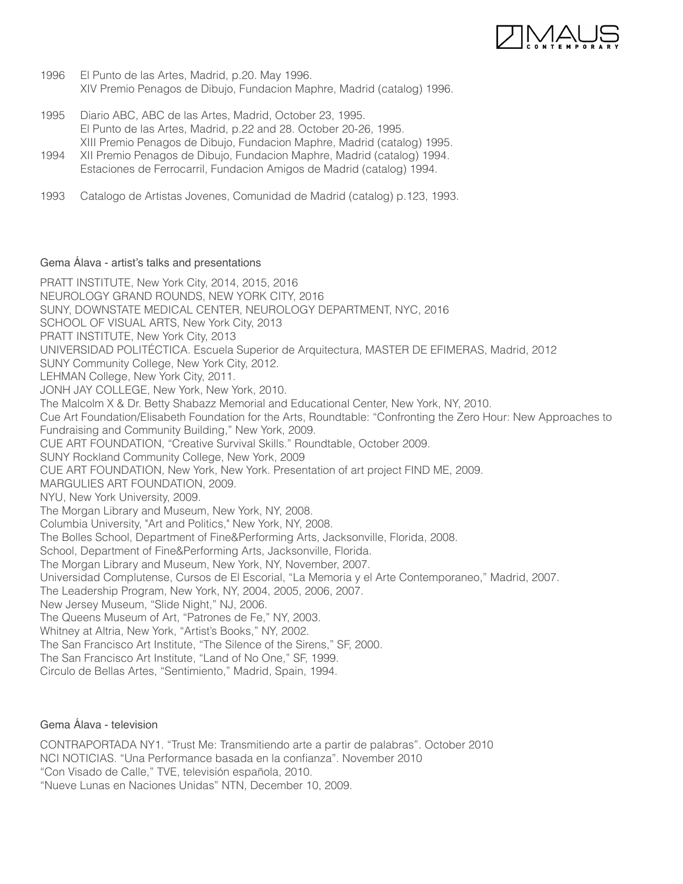1996 El Punto de las Artes, Madrid, p.20. May 1996.
XIV Premio Penagos de Dibujo, Fundacion Maphre, Madrid (catalog) 1996.

1995 Diario ABC, ABC de las Artes, Madrid, October 23, 1995.
El Punto de las Artes, Madrid, p.22 and 28. October 20-26, 1995.
XIII Premio Penagos de Dibujo, Fundacion Maphre, Madrid (catalog) 1995.

1994 XII Premio Penagos de Dibujo, Fundacion Maphre, Madrid (catalog) 1994.
Estaciones de Ferrocarril, Fundacion Amigos de Madrid (catalog) 1994.

1993 Catalogo de Artistas Jovenes, Comunidad de Madrid (catalog) p.123, 1993.

## Gema Álava - artist's talks and presentations

PRATT INSTITUTE, New York City, 2014, 2015, 2016
NEUROLOGY GRAND ROUNDS, NEW YORK CITY, 2016
SUNY, DOWNSTATE MEDICAL CENTER, NEUROLOGY DEPARTMENT, NYC, 2016
SCHOOL OF VISUAL ARTS, New York City, 2013
PRATT INSTITUTE, New York City, 2013
UNIVERSIDAD POLITÉCTICA. Escuela Superior de Arquitectura, MASTER DE EFIMERAS, Madrid, 2012
SUNY Community College, New York City, 2012.
LEHMAN College, New York City, 2011.
JONH JAY COLLEGE, New York, New York, 2010.
The Malcolm X & Dr. Betty Shabazz Memorial and Educational Center, New York, NY, 2010.
Cue Art Foundation/Elisabeth Foundation for the Arts, Roundtable: "Confronting the Zero Hour: New Approaches to Fundraising and Community Building," New York, 2009.
CUE ART FOUNDATION, "Creative Survival Skills." Roundtable, October 2009.
SUNY Rockland Community College, New York, 2009
CUE ART FOUNDATION, New York, New York. Presentation of art project FIND ME, 2009.
MARGULIES ART FOUNDATION, 2009.
NYU, New York University, 2009.
The Morgan Library and Museum, New York, NY, 2008.
Columbia University, "Art and Politics," New York, NY, 2008.
The Bolles School, Department of Fine&Performing Arts, Jacksonville, Florida, 2008.
School, Department of Fine&Performing Arts, Jacksonville, Florida.
The Morgan Library and Museum, New York, NY, November, 2007.
Universidad Complutense, Cursos de El Escorial, "La Memoria y el Arte Contemporaneo," Madrid, 2007.
The Leadership Program, New York, NY, 2004, 2005, 2006, 2007.
New Jersey Museum, "Slide Night," NJ, 2006.
The Queens Museum of Art, "Patrones de Fe," NY, 2003.
Whitney at Altria, New York, "Artist's Books," NY, 2002.
The San Francisco Art Institute, "The Silence of the Sirens," SF, 2000.
The San Francisco Art Institute, "Land of No One," SF, 1999.
Circulo de Bellas Artes, "Sentimiento," Madrid, Spain, 1994.

## Gema Álava - television

CONTRAPORTADA NY1. "Trust Me: Transmitiendo arte a partir de palabras". October 2010
NCI NOTICIAS. "Una Performance basada en la confianza". November 2010
"Con Visado de Calle," TVE, televisión española, 2010.
"Nueve Lunas en Naciones Unidas" NTN, December 10, 2009.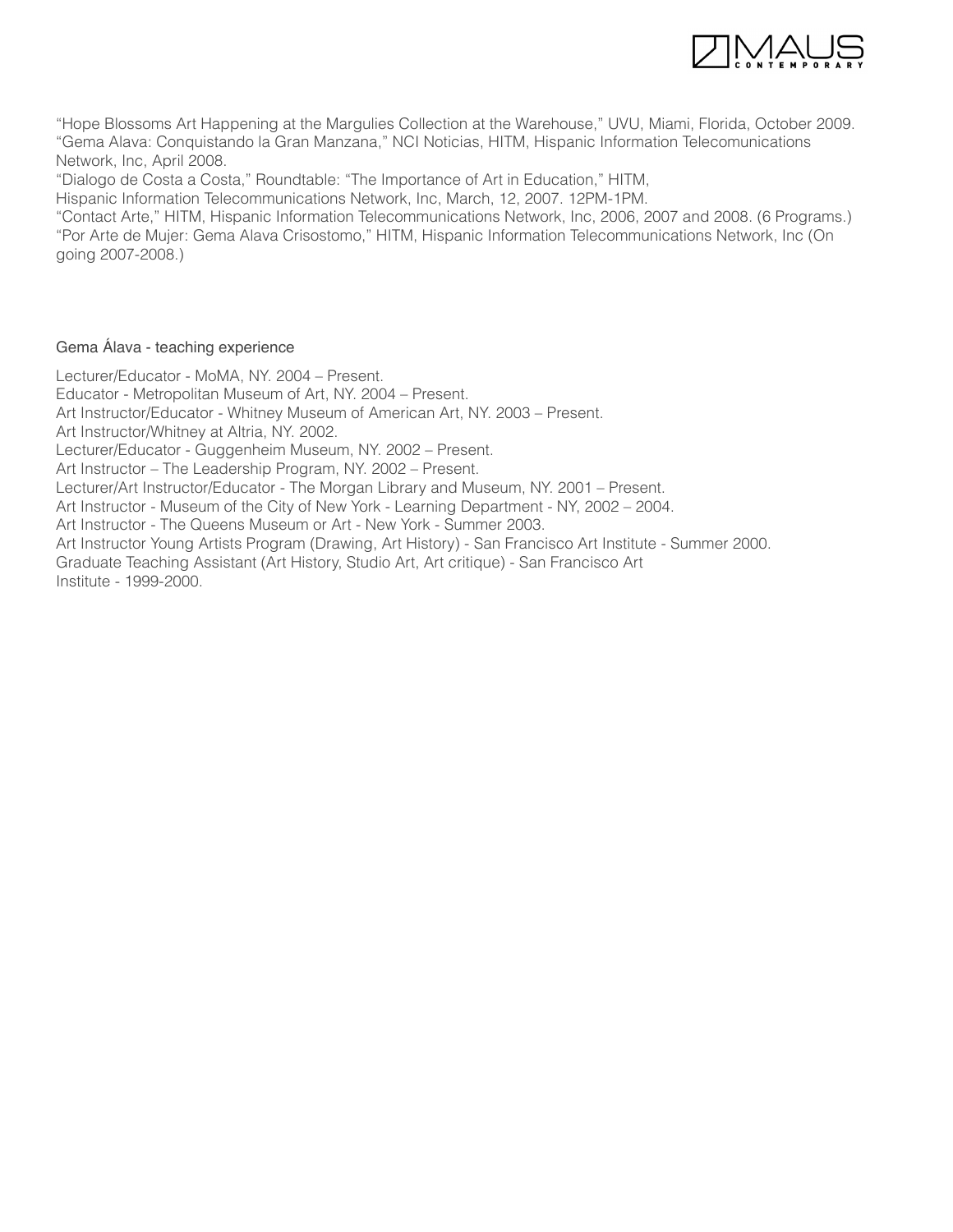"Hope Blossoms Art Happening at the Margulies Collection at the Warehouse," UVU, Miami, Florida, October 2009.
"Gema Alava: Conquistando la Gran Manzana," NCI Noticias, HITM, Hispanic Information Telecomunications Network, Inc, April 2008.
"Dialogo de Costa a Costa," Roundtable: "The Importance of Art in Education," HITM, Hispanic Information Telecommunications Network, Inc, March, 12, 2007. 12PM-1PM.
"Contact Arte," HITM, Hispanic Information Telecommunications Network, Inc, 2006, 2007 and 2008. (6 Programs.)
"Por Arte de Mujer: Gema Alava Crisostomo," HITM, Hispanic Information Telecommunications Network, Inc (On going 2007-2008.)

## Gema Álava - teaching experience

Lecturer/Educator - MoMA, NY. 2004 – Present.
Educator - Metropolitan Museum of Art, NY. 2004 – Present.
Art Instructor/Educator - Whitney Museum of American Art, NY. 2003 – Present.
Art Instructor/Whitney at Altria, NY. 2002.
Lecturer/Educator - Guggenheim Museum, NY. 2002 – Present.
Art Instructor – The Leadership Program, NY. 2002 – Present.
Lecturer/Art Instructor/Educator - The Morgan Library and Museum, NY. 2001 – Present.
Art Instructor - Museum of the City of New York - Learning Department - NY, 2002 – 2004.
Art Instructor - The Queens Museum or Art - New York - Summer 2003.
Art Instructor Young Artists Program (Drawing, Art History) - San Francisco Art Institute - Summer 2000.
Graduate Teaching Assistant (Art History, Studio Art, Art critique) - San Francisco Art Institute - 1999-2000.